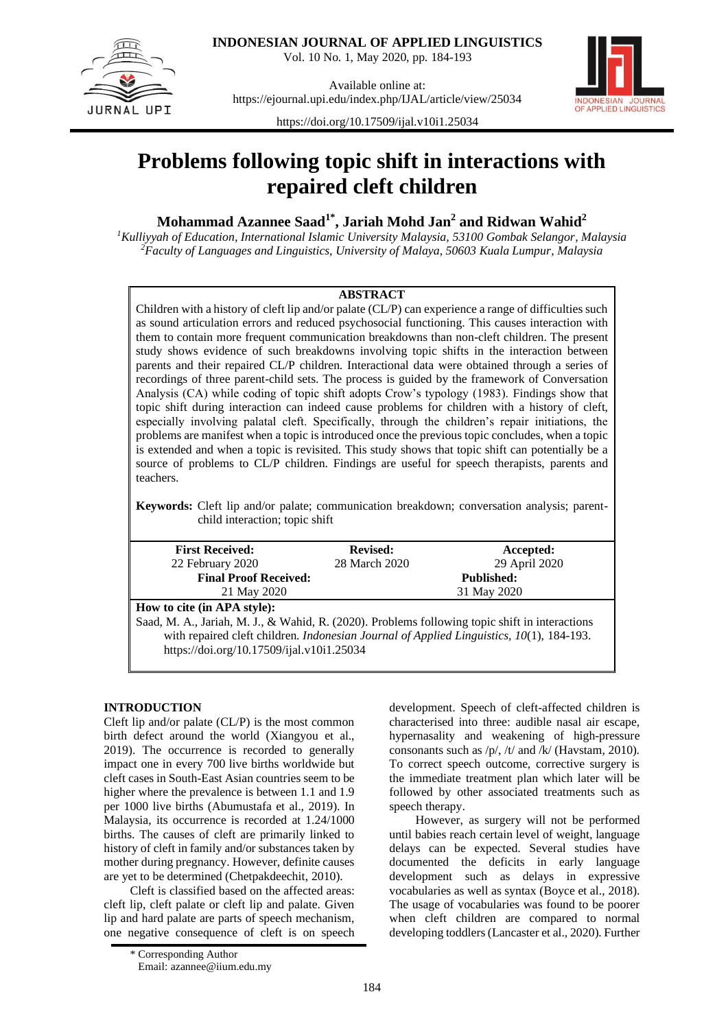# Problems following topic shift in interactions with repaired cleft children

**Mohammad Azannee Saad[1*], Jariah Mohd Jan[2] and Ridwan Wahid[2]**

[1]*Kulliyyah of Education, International Islamic University Malaysia, 53100 Gombak Selangor, Malaysia*
[2]*Faculty of Languages and Linguistics, University of Malaya, 50603 Kuala Lumpur, Malaysia*

**ABSTRACT**

Children with a history of cleft lip and/or palate (CL/P) can experience a range of difficulties such as sound articulation errors and reduced psychosocial functioning. This causes interaction with them to contain more frequent communication breakdowns than non-cleft children. The present study shows evidence of such breakdowns involving topic shifts in the interaction between parents and their repaired CL/P children. Interactional data were obtained through a series of recordings of three parent-child sets. The process is guided by the framework of Conversation Analysis (CA) while coding of topic shift adopts Crow's typology (1983). Findings show that topic shift during interaction can indeed cause problems for children with a history of cleft, especially involving palatal cleft. Specifically, through the children's repair initiations, the problems are manifest when a topic is introduced once the previous topic concludes, when a topic is extended and when a topic is revisited. This study shows that topic shift can potentially be a source of problems to CL/P children. Findings are useful for speech therapists, parents and teachers.

**Keywords:** Cleft lip and/or palate; communication breakdown; conversation analysis; parent-child interaction; topic shift

| **First Received:** | **Revised:** | **Accepted:** |
|---|---|---|
| 22 February 2020 | 28 March 2020 | 29 April 2020 |
| **Final Proof Received:** | | **Published:** |
| 21 May 2020 | | 31 May 2020 |

**How to cite (in APA style):**

Saad, M. A., Jariah, M. J., & Wahid, R. (2020). Problems following topic shift in interactions with repaired cleft children. *Indonesian Journal of Applied Linguistics, 10*(1), 184-193. https://doi.org/10.17509/ijal.v10i1.25034

## INTRODUCTION

Cleft lip and/or palate (CL/P) is the most common birth defect around the world (Xiangyou et al., 2019). The occurrence is recorded to generally impact one in every 700 live births worldwide but cleft cases in South-East Asian countries seem to be higher where the prevalence is between 1.1 and 1.9 per 1000 live births (Abumustafa et al., 2019). In Malaysia, its occurrence is recorded at 1.24/1000 births. The causes of cleft are primarily linked to history of cleft in family and/or substances taken by mother during pregnancy. However, definite causes are yet to be determined (Chetpakdeechit, 2010).

Cleft is classified based on the affected areas: cleft lip, cleft palate or cleft lip and palate. Given lip and hard palate are parts of speech mechanism, one negative consequence of cleft is on speech development. Speech of cleft-affected children is characterised into three: audible nasal air escape, hypernasality and weakening of high-pressure consonants such as /p/, /t/ and /k/ (Havstam, 2010). To correct speech outcome, corrective surgery is the immediate treatment plan which later will be followed by other associated treatments such as speech therapy.

However, as surgery will not be performed until babies reach certain level of weight, language delays can be expected. Several studies have documented the deficits in early language development such as delays in expressive vocabularies as well as syntax (Boyce et al., 2018). The usage of vocabularies was found to be poorer when cleft children are compared to normal developing toddlers (Lancaster et al., 2020). Further

* Corresponding Author
Email: azannee@iium.edu.my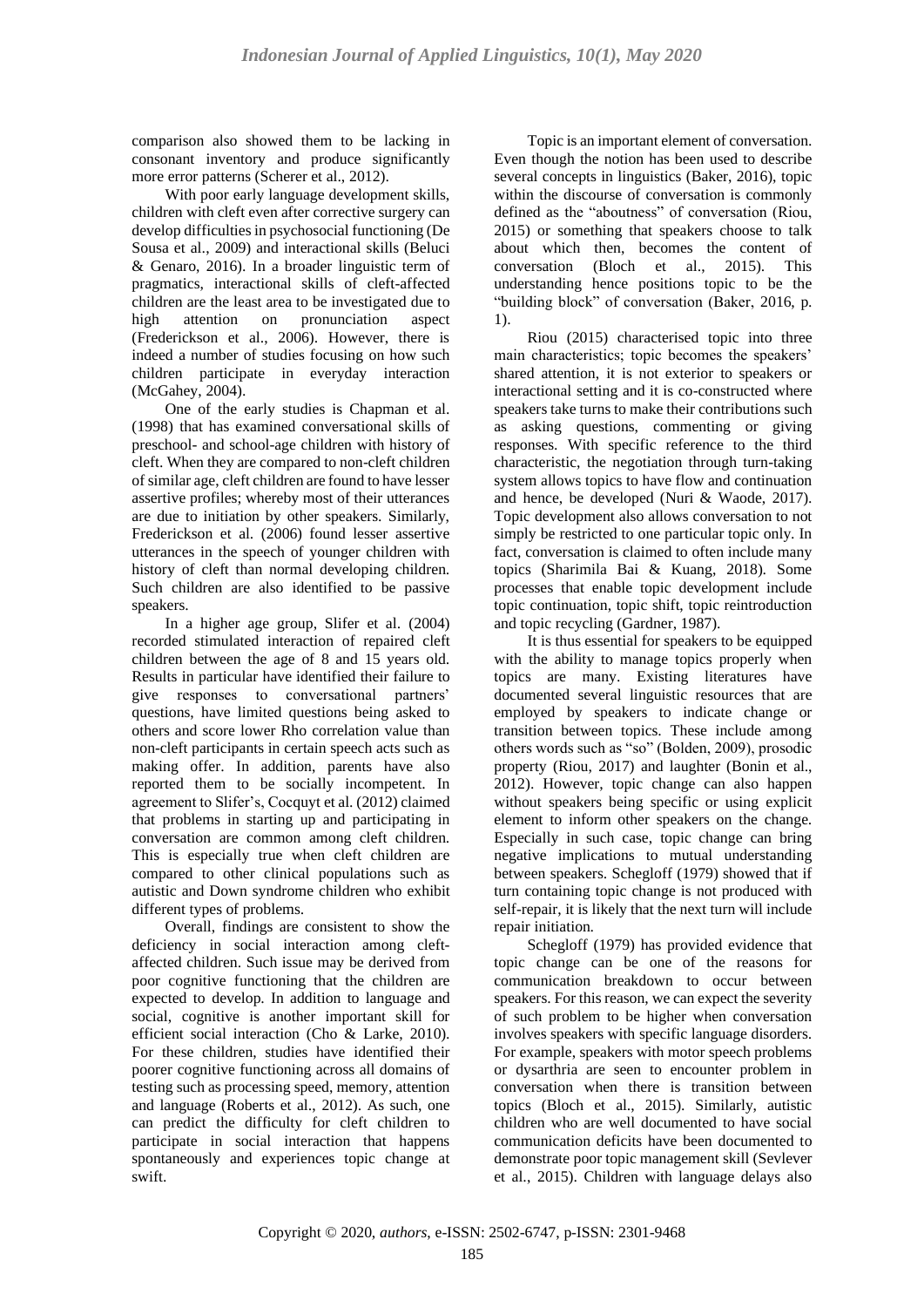comparison also showed them to be lacking in consonant inventory and produce significantly more error patterns (Scherer et al., 2012).

With poor early language development skills, children with cleft even after corrective surgery can develop difficulties in psychosocial functioning (De Sousa et al., 2009) and interactional skills (Beluci & Genaro, 2016). In a broader linguistic term of pragmatics, interactional skills of cleft-affected children are the least area to be investigated due to high attention on pronunciation aspect (Frederickson et al., 2006). However, there is indeed a number of studies focusing on how such children participate in everyday interaction (McGahey, 2004).

One of the early studies is Chapman et al. (1998) that has examined conversational skills of preschool- and school-age children with history of cleft. When they are compared to non-cleft children of similar age, cleft children are found to have lesser assertive profiles; whereby most of their utterances are due to initiation by other speakers. Similarly, Frederickson et al. (2006) found lesser assertive utterances in the speech of younger children with history of cleft than normal developing children. Such children are also identified to be passive speakers.

In a higher age group, Slifer et al. (2004) recorded stimulated interaction of repaired cleft children between the age of 8 and 15 years old. Results in particular have identified their failure to give responses to conversational partners' questions, have limited questions being asked to others and score lower Rho correlation value than non-cleft participants in certain speech acts such as making offer. In addition, parents have also reported them to be socially incompetent. In agreement to Slifer's, Cocquyt et al. (2012) claimed that problems in starting up and participating in conversation are common among cleft children. This is especially true when cleft children are compared to other clinical populations such as autistic and Down syndrome children who exhibit different types of problems.

Overall, findings are consistent to show the deficiency in social interaction among cleft-affected children. Such issue may be derived from poor cognitive functioning that the children are expected to develop. In addition to language and social, cognitive is another important skill for efficient social interaction (Cho & Larke, 2010). For these children, studies have identified their poorer cognitive functioning across all domains of testing such as processing speed, memory, attention and language (Roberts et al., 2012). As such, one can predict the difficulty for cleft children to participate in social interaction that happens spontaneously and experiences topic change at swift.

Topic is an important element of conversation. Even though the notion has been used to describe several concepts in linguistics (Baker, 2016), topic within the discourse of conversation is commonly defined as the "aboutness" of conversation (Riou, 2015) or something that speakers choose to talk about which then, becomes the content of conversation (Bloch et al., 2015). This understanding hence positions topic to be the "building block" of conversation (Baker, 2016, p. 1).

Riou (2015) characterised topic into three main characteristics; topic becomes the speakers' shared attention, it is not exterior to speakers or interactional setting and it is co-constructed where speakers take turns to make their contributions such as asking questions, commenting or giving responses. With specific reference to the third characteristic, the negotiation through turn-taking system allows topics to have flow and continuation and hence, be developed (Nuri & Waode, 2017). Topic development also allows conversation to not simply be restricted to one particular topic only. In fact, conversation is claimed to often include many topics (Sharimila Bai & Kuang, 2018). Some processes that enable topic development include topic continuation, topic shift, topic reintroduction and topic recycling (Gardner, 1987).

It is thus essential for speakers to be equipped with the ability to manage topics properly when topics are many. Existing literatures have documented several linguistic resources that are employed by speakers to indicate change or transition between topics. These include among others words such as "so" (Bolden, 2009), prosodic property (Riou, 2017) and laughter (Bonin et al., 2012). However, topic change can also happen without speakers being specific or using explicit element to inform other speakers on the change. Especially in such case, topic change can bring negative implications to mutual understanding between speakers. Schegloff (1979) showed that if turn containing topic change is not produced with self-repair, it is likely that the next turn will include repair initiation.

Schegloff (1979) has provided evidence that topic change can be one of the reasons for communication breakdown to occur between speakers. For this reason, we can expect the severity of such problem to be higher when conversation involves speakers with specific language disorders. For example, speakers with motor speech problems or dysarthria are seen to encounter problem in conversation when there is transition between topics (Bloch et al., 2015). Similarly, autistic children who are well documented to have social communication deficits have been documented to demonstrate poor topic management skill (Sevlever et al., 2015). Children with language delays also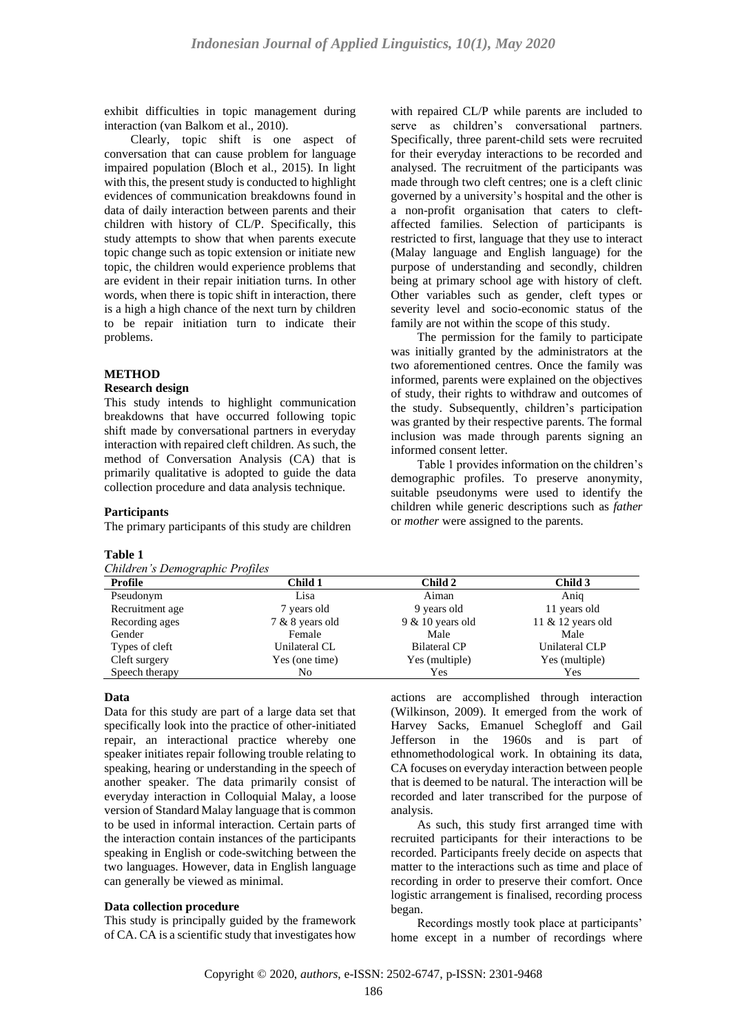exhibit difficulties in topic management during interaction (van Balkom et al., 2010).

Clearly, topic shift is one aspect of conversation that can cause problem for language impaired population (Bloch et al., 2015). In light with this, the present study is conducted to highlight evidences of communication breakdowns found in data of daily interaction between parents and their children with history of CL/P. Specifically, this study attempts to show that when parents execute topic change such as topic extension or initiate new topic, the children would experience problems that are evident in their repair initiation turns. In other words, when there is topic shift in interaction, there is a high a high chance of the next turn by children to be repair initiation turn to indicate their problems.

## METHOD

### Research design

This study intends to highlight communication breakdowns that have occurred following topic shift made by conversational partners in everyday interaction with repaired cleft children. As such, the method of Conversation Analysis (CA) that is primarily qualitative is adopted to guide the data collection procedure and data analysis technique.

### Participants

The primary participants of this study are children with repaired CL/P while parents are included to serve as children's conversational partners. Specifically, three parent-child sets were recruited for their everyday interactions to be recorded and analysed. The recruitment of the participants was made through two cleft centres; one is a cleft clinic governed by a university's hospital and the other is a non-profit organisation that caters to cleft-affected families. Selection of participants is restricted to first, language that they use to interact (Malay language and English language) for the purpose of understanding and secondly, children being at primary school age with history of cleft. Other variables such as gender, cleft types or severity level and socio-economic status of the family are not within the scope of this study.

The permission for the family to participate was initially granted by the administrators at the two aforementioned centres. Once the family was informed, parents were explained on the objectives of study, their rights to withdraw and outcomes of the study. Subsequently, children's participation was granted by their respective parents. The formal inclusion was made through parents signing an informed consent letter.

Table 1 provides information on the children's demographic profiles. To preserve anonymity, suitable pseudonyms were used to identify the children while generic descriptions such as *father* or *mother* were assigned to the parents.

**Table 1**
*Children's Demographic Profiles*

| Profile | Child 1 | Child 2 | Child 3 |
|---|---|---|---|
| Pseudonym | Lisa | Aiman | Aniq |
| Recruitment age | 7 years old | 9 years old | 11 years old |
| Recording ages | 7 & 8 years old | 9 & 10 years old | 11 & 12 years old |
| Gender | Female | Male | Male |
| Types of cleft | Unilateral CL | Bilateral CP | Unilateral CLP |
| Cleft surgery | Yes (one time) | Yes (multiple) | Yes (multiple) |
| Speech therapy | No | Yes | Yes |

### Data

Data for this study are part of a large data set that specifically look into the practice of other-initiated repair, an interactional practice whereby one speaker initiates repair following trouble relating to speaking, hearing or understanding in the speech of another speaker. The data primarily consist of everyday interaction in Colloquial Malay, a loose version of Standard Malay language that is common to be used in informal interaction. Certain parts of the interaction contain instances of the participants speaking in English or code-switching between the two languages. However, data in English language can generally be viewed as minimal.

### Data collection procedure

This study is principally guided by the framework of CA. CA is a scientific study that investigates how actions are accomplished through interaction (Wilkinson, 2009). It emerged from the work of Harvey Sacks, Emanuel Schegloff and Gail Jefferson in the 1960s and is part of ethnomethodological work. In obtaining its data, CA focuses on everyday interaction between people that is deemed to be natural. The interaction will be recorded and later transcribed for the purpose of analysis.

As such, this study first arranged time with recruited participants for their interactions to be recorded. Participants freely decide on aspects that matter to the interactions such as time and place of recording in order to preserve their comfort. Once logistic arrangement is finalised, recording process began.

Recordings mostly took place at participants' home except in a number of recordings where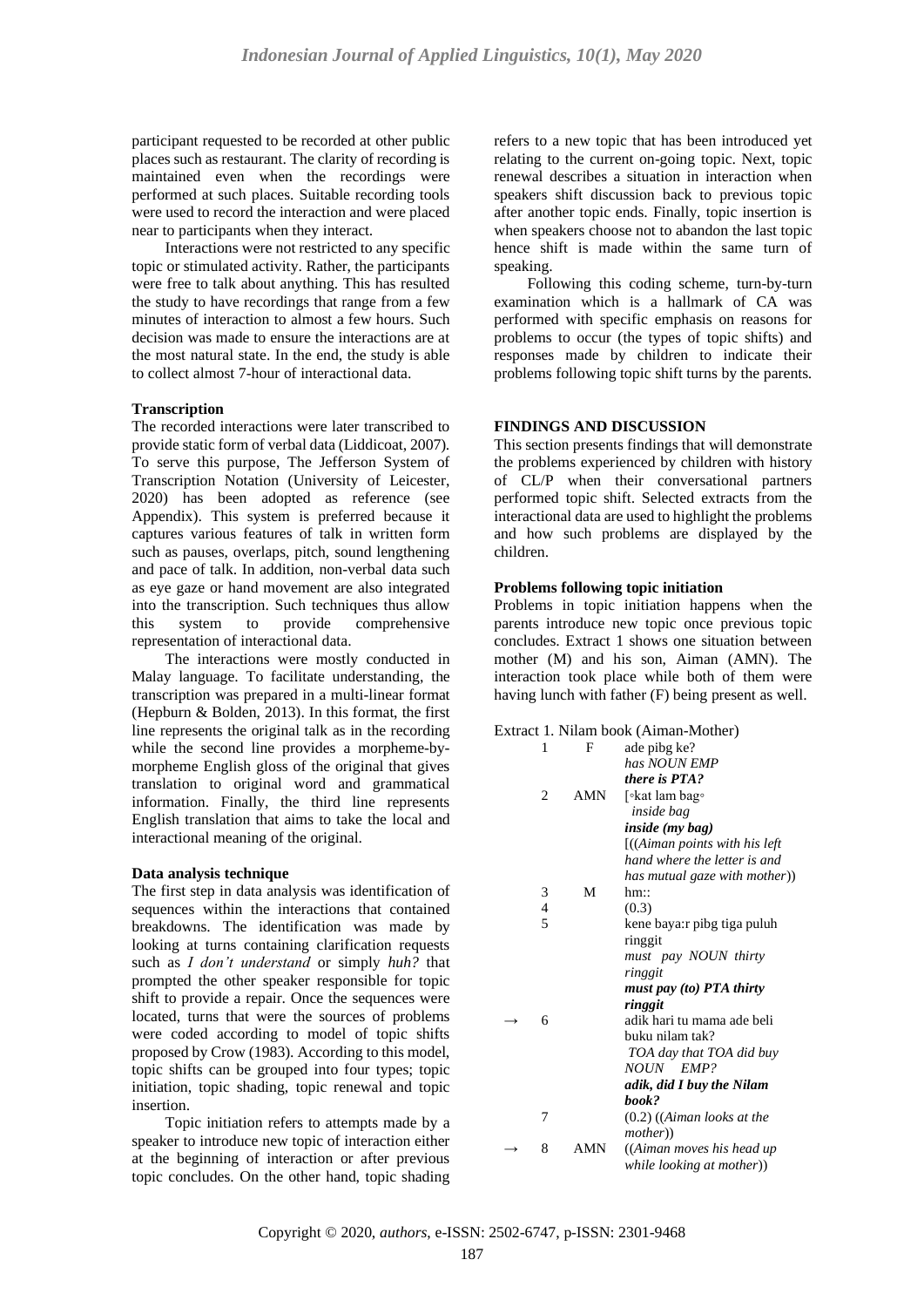participant requested to be recorded at other public places such as restaurant. The clarity of recording is maintained even when the recordings were performed at such places. Suitable recording tools were used to record the interaction and were placed near to participants when they interact.

Interactions were not restricted to any specific topic or stimulated activity. Rather, the participants were free to talk about anything. This has resulted the study to have recordings that range from a few minutes of interaction to almost a few hours. Such decision was made to ensure the interactions are at the most natural state. In the end, the study is able to collect almost 7-hour of interactional data.

**Transcription**

The recorded interactions were later transcribed to provide static form of verbal data (Liddicoat, 2007). To serve this purpose, The Jefferson System of Transcription Notation (University of Leicester, 2020) has been adopted as reference (see Appendix). This system is preferred because it captures various features of talk in written form such as pauses, overlaps, pitch, sound lengthening and pace of talk. In addition, non-verbal data such as eye gaze or hand movement are also integrated into the transcription. Such techniques thus allow this system to provide comprehensive representation of interactional data.

The interactions were mostly conducted in Malay language. To facilitate understanding, the transcription was prepared in a multi-linear format (Hepburn & Bolden, 2013). In this format, the first line represents the original talk as in the recording while the second line provides a morpheme-by-morpheme English gloss of the original that gives translation to original word and grammatical information. Finally, the third line represents English translation that aims to take the local and interactional meaning of the original.

**Data analysis technique**

The first step in data analysis was identification of sequences within the interactions that contained breakdowns. The identification was made by looking at turns containing clarification requests such as *I don't understand* or simply *huh?* that prompted the other speaker responsible for topic shift to provide a repair. Once the sequences were located, turns that were the sources of problems were coded according to model of topic shifts proposed by Crow (1983). According to this model, topic shifts can be grouped into four types; topic initiation, topic shading, topic renewal and topic insertion.

Topic initiation refers to attempts made by a speaker to introduce new topic of interaction either at the beginning of interaction or after previous topic concludes. On the other hand, topic shading refers to a new topic that has been introduced yet relating to the current on-going topic. Next, topic renewal describes a situation in interaction when speakers shift discussion back to previous topic after another topic ends. Finally, topic insertion is when speakers choose not to abandon the last topic hence shift is made within the same turn of speaking.

Following this coding scheme, turn-by-turn examination which is a hallmark of CA was performed with specific emphasis on reasons for problems to occur (the types of topic shifts) and responses made by children to indicate their problems following topic shift turns by the parents.

## FINDINGS AND DISCUSSION

This section presents findings that will demonstrate the problems experienced by children with history of CL/P when their conversational partners performed topic shift. Selected extracts from the interactional data are used to highlight the problems and how such problems are displayed by the children.

**Problems following topic initiation**

Problems in topic initiation happens when the parents introduce new topic once previous topic concludes. Extract 1 shows one situation between mother (M) and his son, Aiman (AMN). The interaction took place while both of them were having lunch with father (F) being present as well.

Extract 1. Nilam book (Aiman-Mother)

| | | | |
|---|---|---|---|
| | 1 | F | ade pibg ke?<br>*has NOUN EMP*<br>***there is PTA?*** |
| | 2 | AMN | [◦kat lam bag◦<br>*inside bag*<br>***inside (my bag)***<br>[((*Aiman points with his left hand where the letter is and has mutual gaze with mother*)) |
| | 3 | M | hm:: |
| | 4 | | (0.3) |
| | 5 | | kene baya:r pibg tiga puluh ringgit<br>*must pay NOUN thirty ringgit*<br>***must pay (to) PTA thirty ringgit*** |
| → | 6 | | adik hari tu mama ade beli buku nilam tak?<br>*TOA day that TOA did buy NOUN EMP?*<br>***adik, did I buy the Nilam book?*** |
| | 7 | | (0.2) ((*Aiman looks at the mother*)) |
| → | 8 | AMN | ((*Aiman moves his head up while looking at mother*)) |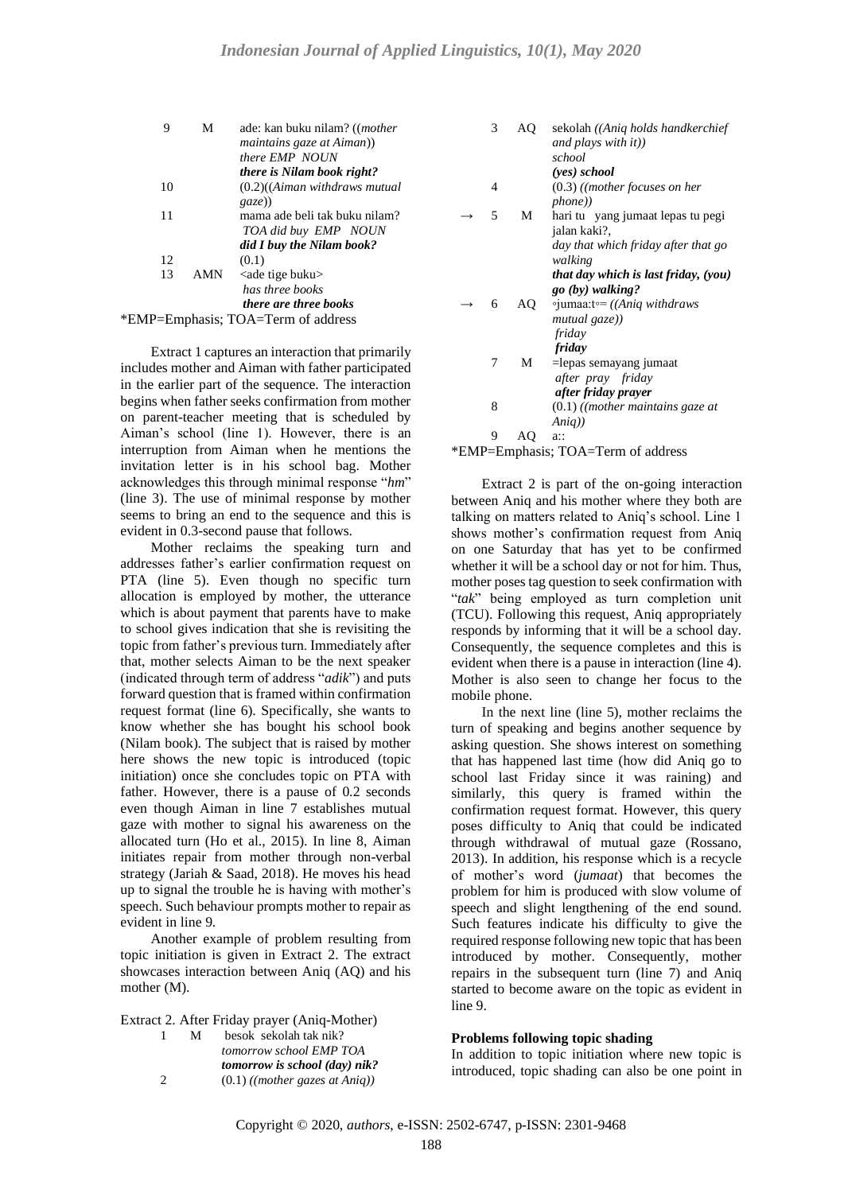| | | |
|---|---|---|
| 9 | M | ade: kan buku nilam? ((*mother maintains gaze at Aiman*))<br>*there EMP NOUN*<br>***there is Nilam book right?*** |
| 10 | | (0.2)((*Aiman withdraws mutual gaze*)) |
| 11 | | mama ade beli tak buku nilam?<br>*TOA did buy EMP NOUN*<br>***did I buy the Nilam book?*** |
| 12 | | (0.1) |
| 13 | AMN | <ade tige buku><br>*has three books*<br>***there are three books*** |

*EMP=Emphasis; TOA=Term of address

Extract 1 captures an interaction that primarily includes mother and Aiman with father participated in the earlier part of the sequence. The interaction begins when father seeks confirmation from mother on parent-teacher meeting that is scheduled by Aiman's school (line 1). However, there is an interruption from Aiman when he mentions the invitation letter is in his school bag. Mother acknowledges this through minimal response "*hm*" (line 3). The use of minimal response by mother seems to bring an end to the sequence and this is evident in 0.3-second pause that follows.

Mother reclaims the speaking turn and addresses father's earlier confirmation request on PTA (line 5). Even though no specific turn allocation is employed by mother, the utterance which is about payment that parents have to make to school gives indication that she is revisiting the topic from father's previous turn. Immediately after that, mother selects Aiman to be the next speaker (indicated through term of address "*adik*") and puts forward question that is framed within confirmation request format (line 6). Specifically, she wants to know whether she has bought his school book (Nilam book). The subject that is raised by mother here shows the new topic is introduced (topic initiation) once she concludes topic on PTA with father. However, there is a pause of 0.2 seconds even though Aiman in line 7 establishes mutual gaze with mother to signal his awareness on the allocated turn (Ho et al., 2015). In line 8, Aiman initiates repair from mother through non-verbal strategy (Jariah & Saad, 2018). He moves his head up to signal the trouble he is having with mother's speech. Such behaviour prompts mother to repair as evident in line 9.

Another example of problem resulting from topic initiation is given in Extract 2. The extract showcases interaction between Aniq (AQ) and his mother (M).

Extract 2. After Friday prayer (Aniq-Mother)

| | | | |
|---|---|---|---|
| | 1 | M | besok sekolah tak nik?<br>*tomorrow school EMP TOA*<br>***tomorrow is school (day) nik?*** |
| | 2 | | (0.1) ((*mother gazes at Aniq*)) |
| | 3 | AQ | sekolah ((*Aniq holds handkerchief and plays with it*))<br>*school*<br>***(yes) school*** |
| | 4 | | (0.3) ((*mother focuses on her phone*)) |
| → | 5 | M | hari tu yang jumaat lepas tu pegi jalan kaki?,<br>*day that which friday after that go walking*<br>***that day which is last friday, (you) go (by) walking?*** |
| → | 6 | AQ | °jumaa:t°= ((*Aniq withdraws mutual gaze*))<br>*friday*<br>***friday*** |
| | 7 | M | =lepas semayang jumaat<br>*after pray friday*<br>***after friday prayer*** |
| | 8 | | (0.1) ((*mother maintains gaze at Aniq*)) |
| | 9 | AQ | a:: |

*EMP=Emphasis; TOA=Term of address

Extract 2 is part of the on-going interaction between Aniq and his mother where they both are talking on matters related to Aniq's school. Line 1 shows mother's confirmation request from Aniq on one Saturday that has yet to be confirmed whether it will be a school day or not for him. Thus, mother poses tag question to seek confirmation with "*tak*" being employed as turn completion unit (TCU). Following this request, Aniq appropriately responds by informing that it will be a school day. Consequently, the sequence completes and this is evident when there is a pause in interaction (line 4). Mother is also seen to change her focus to the mobile phone.

In the next line (line 5), mother reclaims the turn of speaking and begins another sequence by asking question. She shows interest on something that has happened last time (how did Aniq go to school last Friday since it was raining) and similarly, this query is framed within the confirmation request format. However, this query poses difficulty to Aniq that could be indicated through withdrawal of mutual gaze (Rossano, 2013). In addition, his response which is a recycle of mother's word (*jumaat*) that becomes the problem for him is produced with slow volume of speech and slight lengthening of the end sound. Such features indicate his difficulty to give the required response following new topic that has been introduced by mother. Consequently, mother repairs in the subsequent turn (line 7) and Aniq started to become aware on the topic as evident in line 9.

### Problems following topic shading

In addition to topic initiation where new topic is introduced, topic shading can also be one point in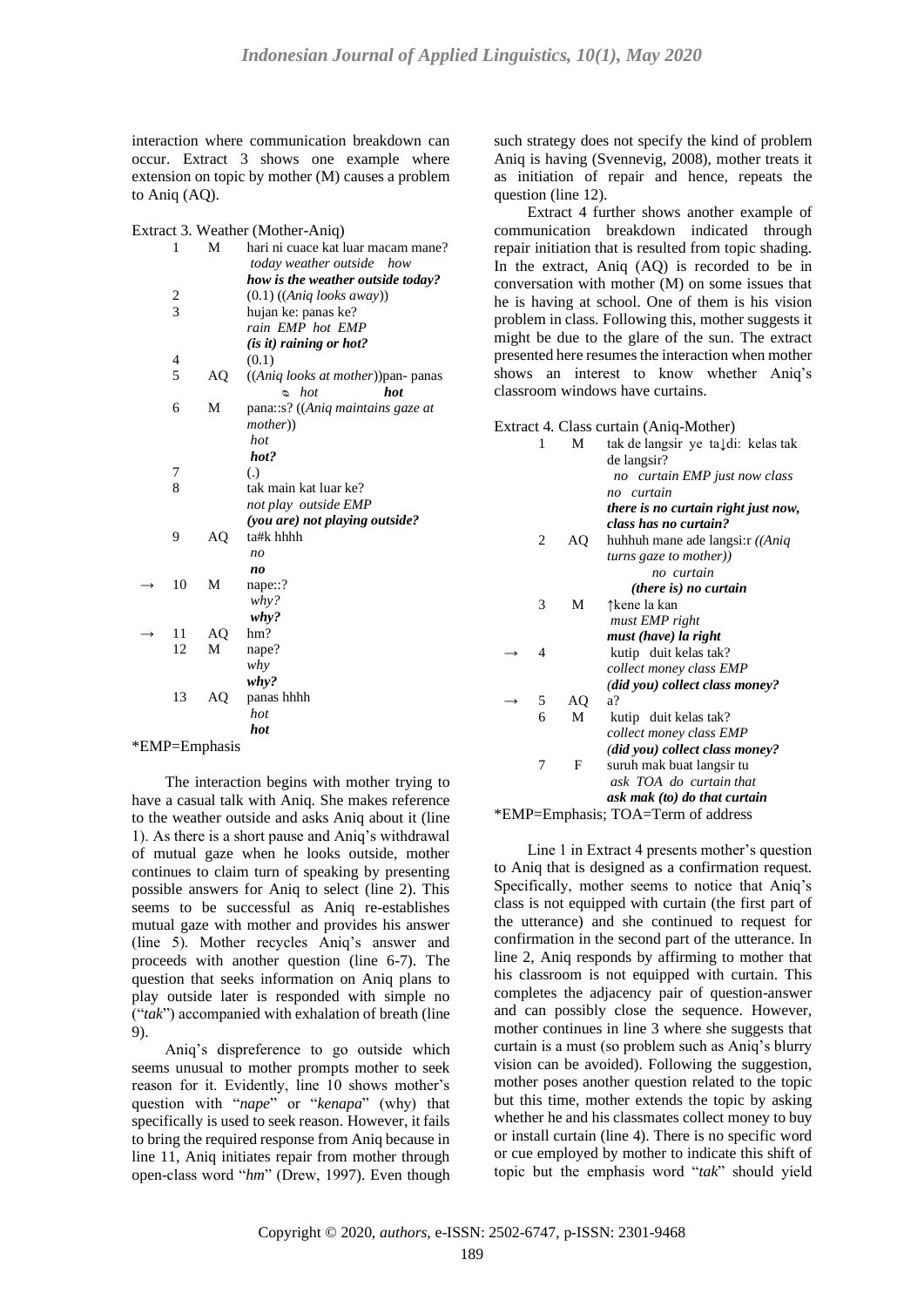interaction where communication breakdown can occur. Extract 3 shows one example where extension on topic by mother (M) causes a problem to Aniq (AQ).

Extract 3. Weather (Mother-Aniq)

| | | | |
|---|---|---|---|
| | 1 | M | hari ni cuace kat luar macam mane?<br>*today weather outside how*<br>***how is the weather outside today?*** |
| | 2 | | (0.1) ((*Aniq looks away*)) |
| | 3 | | hujan ke: panas ke?<br>*rain EMP hot EMP*<br>***(is it) raining or hot?*** |
| | 4 | | (0.1) |
| | 5 | AQ | ((*Aniq looks at mother*))pan- panas<br>*hot hot* |
| | 6 | M | pana::s? ((*Aniq maintains gaze at mother*))<br>*hot*<br>***hot?*** |
| | 7 | | (.) |
| | 8 | | tak main kat luar ke?<br>*not play outside EMP*<br>***(you are) not playing outside?*** |
| | 9 | AQ | ta#k hhhh<br>*no*<br>***no*** |
| → | 10 | M | nape::?<br>*why?*<br>***why?*** |
| → | 11 | AQ | hm? |
| | 12 | M | nape?<br>*why*<br>***why?*** |
| | 13 | AQ | panas hhhh<br>*hot*<br>***hot*** |

*EMP=Emphasis

The interaction begins with mother trying to have a casual talk with Aniq. She makes reference to the weather outside and asks Aniq about it (line 1). As there is a short pause and Aniq's withdrawal of mutual gaze when he looks outside, mother continues to claim turn of speaking by presenting possible answers for Aniq to select (line 2). This seems to be successful as Aniq re-establishes mutual gaze with mother and provides his answer (line 5). Mother recycles Aniq's answer and proceeds with another question (line 6-7). The question that seeks information on Aniq plans to play outside later is responded with simple no ("*tak*") accompanied with exhalation of breath (line 9).

Aniq's dispreference to go outside which seems unusual to mother prompts mother to seek reason for it. Evidently, line 10 shows mother's question with "*nape*" or "*kenapa*" (why) that specifically is used to seek reason. However, it fails to bring the required response from Aniq because in line 11, Aniq initiates repair from mother through open-class word "*hm*" (Drew, 1997). Even though such strategy does not specify the kind of problem Aniq is having (Svennevig, 2008), mother treats it as initiation of repair and hence, repeats the question (line 12).

Extract 4 further shows another example of communication breakdown indicated through repair initiation that is resulted from topic shading. In the extract, Aniq (AQ) is recorded to be in conversation with mother (M) on some issues that he is having at school. One of them is his vision problem in class. Following this, mother suggests it might be due to the glare of the sun. The extract presented here resumes the interaction when mother shows an interest to know whether Aniq's classroom windows have curtains.

Extract 4. Class curtain (Aniq-Mother)

| | | | |
|---|---|---|---|
| | 1 | M | tak de langsir ye ta↓di: kelas tak de langsir?<br>*no curtain EMP just now class no curtain*<br>***there is no curtain right just now, class has no curtain?*** |
| | 2 | AQ | huhhuh mane ade langsi:r ((*Aniq turns gaze to mother*))<br>*no curtain*<br>***(there is) no curtain*** |
| | 3 | M | ↑kene la kan<br>*must EMP right*<br>***must (have) la right*** |
| → | 4 | | kutip duit kelas tak?<br>*collect money class EMP*<br>*(**did you) collect class money?*** |
| → | 5 | AQ | a? |
| | 6 | M | kutip duit kelas tak?<br>*collect money class EMP*<br>*(**did you) collect class money?*** |
| | 7 | F | suruh mak buat langsir tu<br>*ask TOA do curtain that*<br>***ask mak (to) do that curtain*** |

*EMP=Emphasis; TOA=Term of address

Line 1 in Extract 4 presents mother's question to Aniq that is designed as a confirmation request. Specifically, mother seems to notice that Aniq's class is not equipped with curtain (the first part of the utterance) and she continued to request for confirmation in the second part of the utterance. In line 2, Aniq responds by affirming to mother that his classroom is not equipped with curtain. This completes the adjacency pair of question-answer and can possibly close the sequence. However, mother continues in line 3 where she suggests that curtain is a must (so problem such as Aniq's blurry vision can be avoided). Following the suggestion, mother poses another question related to the topic but this time, mother extends the topic by asking whether he and his classmates collect money to buy or install curtain (line 4). There is no specific word or cue employed by mother to indicate this shift of topic but the emphasis word "*tak*" should yield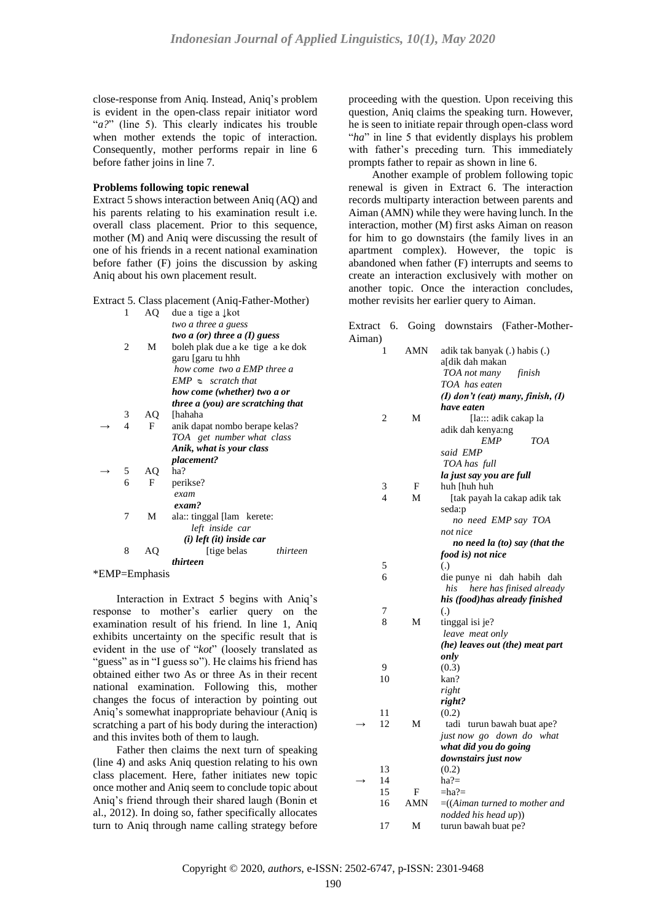close-response from Aniq. Instead, Aniq's problem is evident in the open-class repair initiator word "*a?*" (line 5). This clearly indicates his trouble when mother extends the topic of interaction. Consequently, mother performs repair in line 6 before father joins in line 7.

**Problems following topic renewal**

Extract 5 shows interaction between Aniq (AQ) and his parents relating to his examination result i.e. overall class placement. Prior to this sequence, mother (M) and Aniq were discussing the result of one of his friends in a recent national examination before father (F) joins the discussion by asking Aniq about his own placement result.

Extract 5. Class placement (Aniq-Father-Mother)

| | | | |
|---|---|---|---|
| | 1 | AQ | due a tige a ↓kot<br>*two a three a guess*<br>***two a (or) three a (I) guess*** |
| | 2 | M | boleh plak due a ke tige a ke dok garu [garu tu hhh<br>*how come two a EMP three a EMP ↘ scratch that*<br>***how come (whether) two a or three a (you) are scratching that*** |
| | 3 | AQ | [hahaha |
| → | 4 | F | anik dapat nombo berape kelas?<br>*TOA get number what class*<br>***Anik, what is your class placement?*** |
| → | 5 | AQ | ha? |
| | 6 | F | perikse?<br>*exam*<br>***exam?*** |
| | 7 | M | ala:: tinggal [lam kerete:<br>*left inside car*<br>***(i) left (it) inside car*** |
| | 8 | AQ | [tige belas *thirteen*<br>***thirteen*** |

*EMP=Emphasis

Interaction in Extract 5 begins with Aniq's response to mother's earlier query on the examination result of his friend. In line 1, Aniq exhibits uncertainty on the specific result that is evident in the use of "*kot*" (loosely translated as "guess" as in "I guess so"). He claims his friend has obtained either two As or three As in their recent national examination. Following this, mother changes the focus of interaction by pointing out Aniq's somewhat inappropriate behaviour (Aniq is scratching a part of his body during the interaction) and this invites both of them to laugh.

Father then claims the next turn of speaking (line 4) and asks Aniq question relating to his own class placement. Here, father initiates new topic once mother and Aniq seem to conclude topic about Aniq's friend through their shared laugh (Bonin et al., 2012). In doing so, father specifically allocates turn to Aniq through name calling strategy before proceeding with the question. Upon receiving this question, Aniq claims the speaking turn. However, he is seen to initiate repair through open-class word "*ha*" in line 5 that evidently displays his problem with father's preceding turn. This immediately prompts father to repair as shown in line 6.

Another example of problem following topic renewal is given in Extract 6. The interaction records multiparty interaction between parents and Aiman (AMN) while they were having lunch. In the interaction, mother (M) first asks Aiman on reason for him to go downstairs (the family lives in an apartment complex). However, the topic is abandoned when father (F) interrupts and seems to create an interaction exclusively with mother on another topic. Once the interaction concludes, mother revisits her earlier query to Aiman.

Extract 6. Going downstairs (Father-Mother-Aiman)

| | | | |
|---|---|---|---|
| | 1 | AMN | adik tak banyak (.) habis (.) a[dik dah makan<br>*TOA not many finish TOA has eaten*<br>***(I) don't (eat) many, finish, (I) have eaten*** |
| | 2 | M | [la::: adik cakap la adik dah kenya:ng<br>*EMP TOA said EMP TOA has full*<br>***la just say you are full*** |
| | 3 | F | huh [huh huh |
| | 4 | M | [tak payah la cakap adik tak seda:p<br>*no need EMP say TOA not nice*<br>***no need la (to) say (that the food is) not nice*** |
| | 5 | | (.) |
| | 6 | | die punye ni dah habih dah<br>*his here has finised already*<br>***his (food)has already finished*** |
| | 7 | | (.) |
| | 8 | M | tinggal isi je?<br>*leave meat only*<br>***(he) leaves out (the) meat part only*** |
| | 9 | | (0.3) |
| | 10 | | kan?<br>*right*<br>***right?*** |
| | 11 | | (0.2) |
| → | 12 | M | tadi turun bawah buat ape?<br>*just now go down do what*<br>***what did you do going downstairs just now*** |
| | 13 | | (0.2) |
| → | 14 | | ha?= |
| | 15 | F | =ha?= |
| | 16 | AMN | =((*Aiman turned to mother and nodded his head up*)) |
| | 17 | M | turun bawah buat pe? |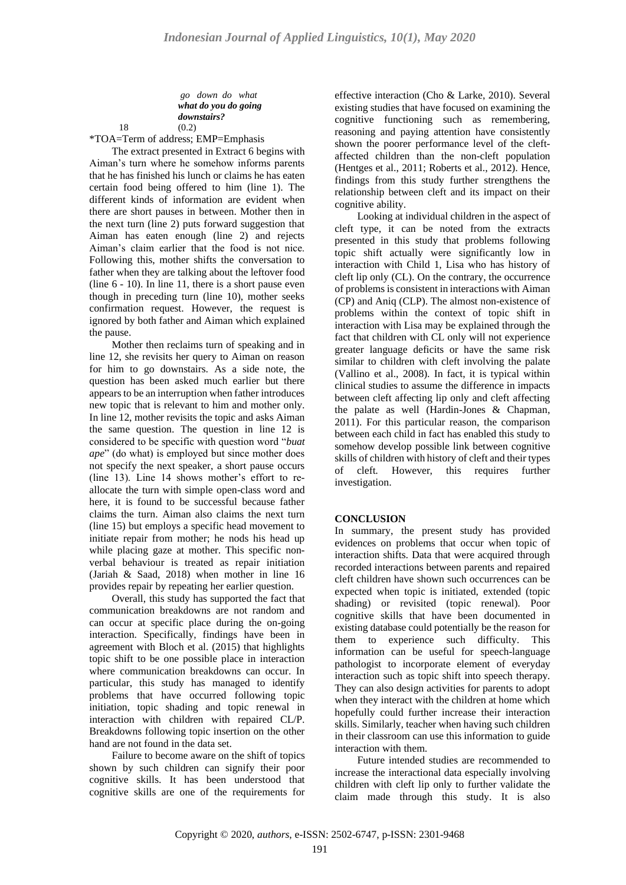*go down do what*
***what do you do going downstairs?***

18 (0.2)

*TOA=Term of address; EMP=Emphasis

The extract presented in Extract 6 begins with Aiman's turn where he somehow informs parents that he has finished his lunch or claims he has eaten certain food being offered to him (line 1). The different kinds of information are evident when there are short pauses in between. Mother then in the next turn (line 2) puts forward suggestion that Aiman has eaten enough (line 2) and rejects Aiman's claim earlier that the food is not nice. Following this, mother shifts the conversation to father when they are talking about the leftover food (line 6 - 10). In line 11, there is a short pause even though in preceding turn (line 10), mother seeks confirmation request. However, the request is ignored by both father and Aiman which explained the pause.

Mother then reclaims turn of speaking and in line 12, she revisits her query to Aiman on reason for him to go downstairs. As a side note, the question has been asked much earlier but there appears to be an interruption when father introduces new topic that is relevant to him and mother only. In line 12, mother revisits the topic and asks Aiman the same question. The question in line 12 is considered to be specific with question word "*buat ape*" (do what) is employed but since mother does not specify the next speaker, a short pause occurs (line 13). Line 14 shows mother's effort to re-allocate the turn with simple open-class word and here, it is found to be successful because father claims the turn. Aiman also claims the next turn (line 15) but employs a specific head movement to initiate repair from mother; he nods his head up while placing gaze at mother. This specific non-verbal behaviour is treated as repair initiation (Jariah & Saad, 2018) when mother in line 16 provides repair by repeating her earlier question.

Overall, this study has supported the fact that communication breakdowns are not random and can occur at specific place during the on-going interaction. Specifically, findings have been in agreement with Bloch et al. (2015) that highlights topic shift to be one possible place in interaction where communication breakdowns can occur. In particular, this study has managed to identify problems that have occurred following topic initiation, topic shading and topic renewal in interaction with children with repaired CL/P. Breakdowns following topic insertion on the other hand are not found in the data set.

Failure to become aware on the shift of topics shown by such children can signify their poor cognitive skills. It has been understood that cognitive skills are one of the requirements for effective interaction (Cho & Larke, 2010). Several existing studies that have focused on examining the cognitive functioning such as remembering, reasoning and paying attention have consistently shown the poorer performance level of the cleft-affected children than the non-cleft population (Hentges et al., 2011; Roberts et al., 2012). Hence, findings from this study further strengthens the relationship between cleft and its impact on their cognitive ability.

Looking at individual children in the aspect of cleft type, it can be noted from the extracts presented in this study that problems following topic shift actually were significantly low in interaction with Child 1, Lisa who has history of cleft lip only (CL). On the contrary, the occurrence of problems is consistent in interactions with Aiman (CP) and Aniq (CLP). The almost non-existence of problems within the context of topic shift in interaction with Lisa may be explained through the fact that children with CL only will not experience greater language deficits or have the same risk similar to children with cleft involving the palate (Vallino et al., 2008). In fact, it is typical within clinical studies to assume the difference in impacts between cleft affecting lip only and cleft affecting the palate as well (Hardin-Jones & Chapman, 2011). For this particular reason, the comparison between each child in fact has enabled this study to somehow develop possible link between cognitive skills of children with history of cleft and their types of cleft. However, this requires further investigation.

## CONCLUSION

In summary, the present study has provided evidences on problems that occur when topic of interaction shifts. Data that were acquired through recorded interactions between parents and repaired cleft children have shown such occurrences can be expected when topic is initiated, extended (topic shading) or revisited (topic renewal). Poor cognitive skills that have been documented in existing database could potentially be the reason for them to experience such difficulty. This information can be useful for speech-language pathologist to incorporate element of everyday interaction such as topic shift into speech therapy. They can also design activities for parents to adopt when they interact with the children at home which hopefully could further increase their interaction skills. Similarly, teacher when having such children in their classroom can use this information to guide interaction with them.

Future intended studies are recommended to increase the interactional data especially involving children with cleft lip only to further validate the claim made through this study. It is also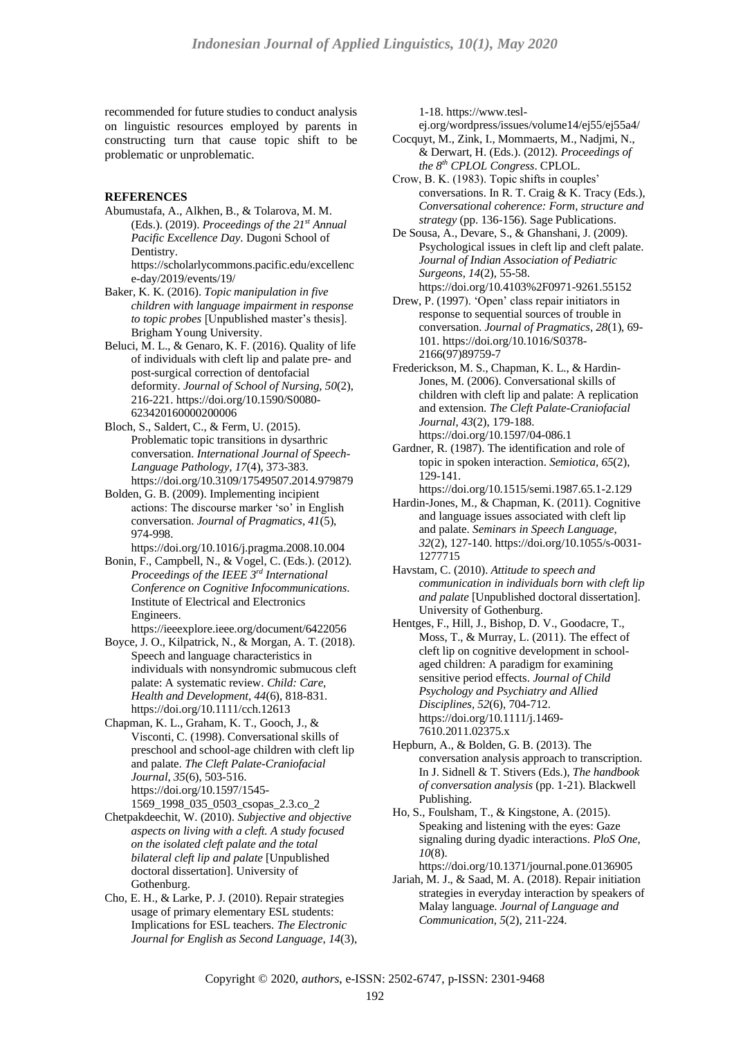recommended for future studies to conduct analysis on linguistic resources employed by parents in constructing turn that cause topic shift to be problematic or unproblematic.

## REFERENCES

Abumustafa, A., Alkhen, B., & Tolarova, M. M. (Eds.). (2019). *Proceedings of the 21st Annual Pacific Excellence Day*. Dugoni School of Dentistry. https://scholarlycommons.pacific.edu/excellence-day/2019/events/19/

Baker, K. K. (2016). *Topic manipulation in five children with language impairment in response to topic probes* [Unpublished master's thesis]. Brigham Young University.

Beluci, M. L., & Genaro, K. F. (2016). Quality of life of individuals with cleft lip and palate pre- and post-surgical correction of dentofacial deformity. *Journal of School of Nursing, 50*(2), 216-221. https://doi.org/10.1590/S0080-623420160000200006

Bloch, S., Saldert, C., & Ferm, U. (2015). Problematic topic transitions in dysarthric conversation. *International Journal of Speech-Language Pathology, 17*(4), 373-383. https://doi.org/10.3109/17549507.2014.979879

Bolden, G. B. (2009). Implementing incipient actions: The discourse marker 'so' in English conversation. *Journal of Pragmatics, 41*(5), 974-998. https://doi.org/10.1016/j.pragma.2008.10.004

Bonin, F., Campbell, N., & Vogel, C. (Eds.). (2012). *Proceedings of the IEEE 3rd International Conference on Cognitive Infocommunications*. Institute of Electrical and Electronics Engineers. https://ieeexplore.ieee.org/document/6422056

Boyce, J. O., Kilpatrick, N., & Morgan, A. T. (2018). Speech and language characteristics in individuals with nonsyndromic submucous cleft palate: A systematic review. *Child: Care, Health and Development, 44*(6), 818-831. https://doi.org/10.1111/cch.12613

Chapman, K. L., Graham, K. T., Gooch, J., & Visconti, C. (1998). Conversational skills of preschool and school-age children with cleft lip and palate. *The Cleft Palate-Craniofacial Journal, 35*(6), 503-516. https://doi.org/10.1597/1545-1569_1998_035_0503_csopas_2.3.co_2

Chetpakdeechit, W. (2010). *Subjective and objective aspects on living with a cleft. A study focused on the isolated cleft palate and the total bilateral cleft lip and palate* [Unpublished doctoral dissertation]. University of Gothenburg.

Cho, E. H., & Larke, P. J. (2010). Repair strategies usage of primary elementary ESL students: Implications for ESL teachers. *The Electronic Journal for English as Second Language, 14*(3), 1-18. https://www.tesl-ej.org/wordpress/issues/volume14/ej55/ej55a4/

Cocquyt, M., Zink, I., Mommaerts, M., Nadjmi, N., & Derwart, H. (Eds.). (2012). *Proceedings of the 8th CPLOL Congress*. CPLOL.

Crow, B. K. (1983). Topic shifts in couples' conversations. In R. T. Craig & K. Tracy (Eds.), *Conversational coherence: Form, structure and strategy* (pp. 136-156). Sage Publications.

De Sousa, A., Devare, S., & Ghanshani, J. (2009). Psychological issues in cleft lip and cleft palate. *Journal of Indian Association of Pediatric Surgeons, 14*(2), 55-58. https://doi.org/10.4103%2F0971-9261.55152

Drew, P. (1997). 'Open' class repair initiators in response to sequential sources of trouble in conversation. *Journal of Pragmatics, 28*(1), 69-101. https://doi.org/10.1016/S0378-2166(97)89759-7

Frederickson, M. S., Chapman, K. L., & Hardin-Jones, M. (2006). Conversational skills of children with cleft lip and palate: A replication and extension. *The Cleft Palate-Craniofacial Journal, 43*(2), 179-188. https://doi.org/10.1597/04-086.1

Gardner, R. (1987). The identification and role of topic in spoken interaction. *Semiotica, 65*(2), 129-141. https://doi.org/10.1515/semi.1987.65.1-2.129

Hardin-Jones, M., & Chapman, K. (2011). Cognitive and language issues associated with cleft lip and palate. *Seminars in Speech Language, 32*(2), 127-140. https://doi.org/10.1055/s-0031-1277715

Havstam, C. (2010). *Attitude to speech and communication in individuals born with cleft lip and palate* [Unpublished doctoral dissertation]. University of Gothenburg.

Hentges, F., Hill, J., Bishop, D. V., Goodacre, T., Moss, T., & Murray, L. (2011). The effect of cleft lip on cognitive development in school-aged children: A paradigm for examining sensitive period effects. *Journal of Child Psychology and Psychiatry and Allied Disciplines, 52*(6), 704-712. https://doi.org/10.1111/j.1469-7610.2011.02375.x

Hepburn, A., & Bolden, G. B. (2013). The conversation analysis approach to transcription. In J. Sidnell & T. Stivers (Eds.), *The handbook of conversation analysis* (pp. 1-21). Blackwell Publishing.

Ho, S., Foulsham, T., & Kingstone, A. (2015). Speaking and listening with the eyes: Gaze signaling during dyadic interactions. *PloS One, 10*(8). https://doi.org/10.1371/journal.pone.0136905

Jariah, M. J., & Saad, M. A. (2018). Repair initiation strategies in everyday interaction by speakers of Malay language. *Journal of Language and Communication, 5*(2), 211-224.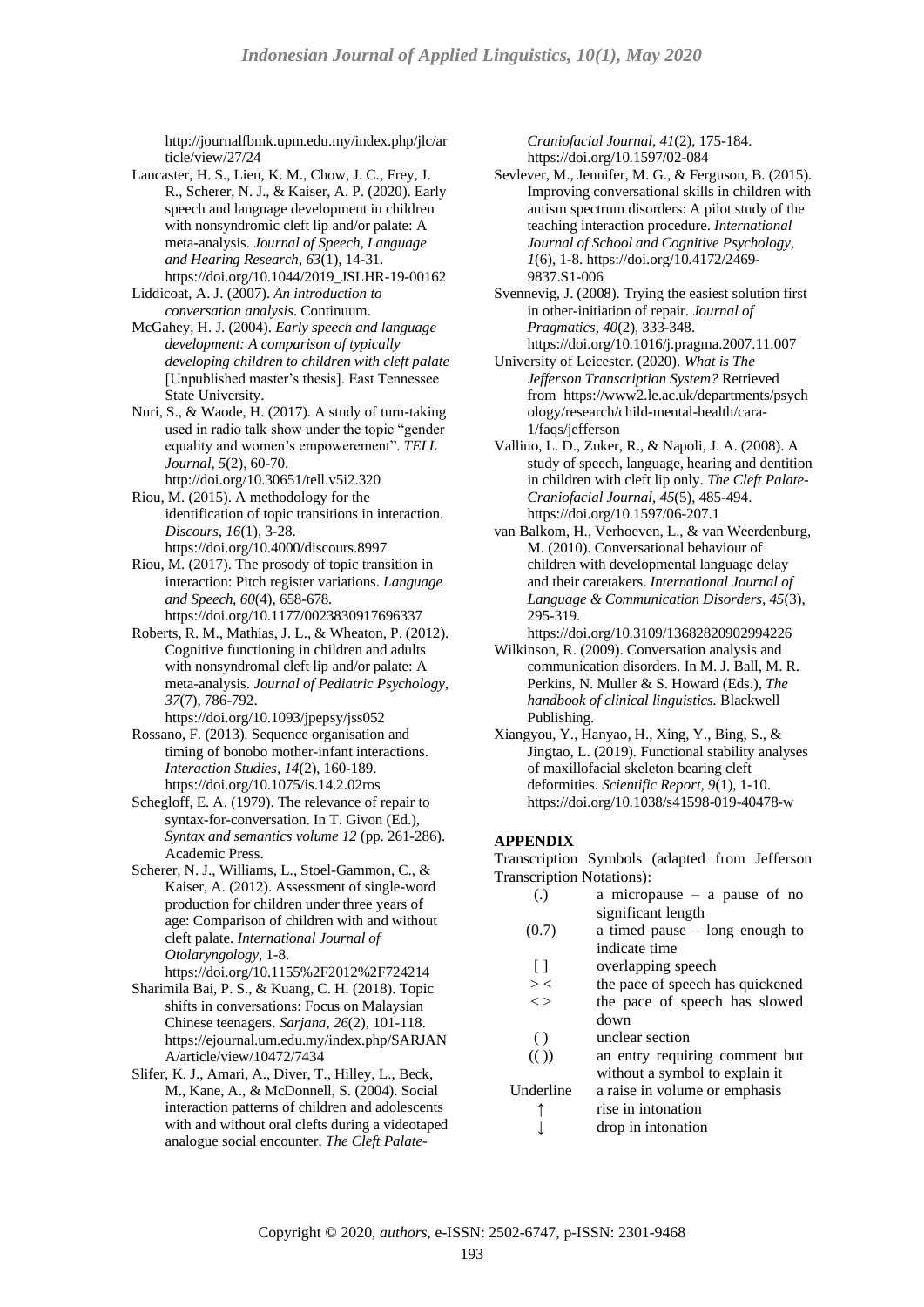http://journalfbmk.upm.edu.my/index.php/jlc/article/view/27/24

Lancaster, H. S., Lien, K. M., Chow, J. C., Frey, J. R., Scherer, N. J., & Kaiser, A. P. (2020). Early speech and language development in children with nonsyndromic cleft lip and/or palate: A meta-analysis. *Journal of Speech, Language and Hearing Research, 63*(1), 14-31. https://doi.org/10.1044/2019_JSLHR-19-00162

Liddicoat, A. J. (2007). *An introduction to conversation analysis*. Continuum.

McGahey, H. J. (2004). *Early speech and language development: A comparison of typically developing children to children with cleft palate* [Unpublished master's thesis]. East Tennessee State University.

Nuri, S., & Waode, H. (2017). A study of turn-taking used in radio talk show under the topic "gender equality and women's empowerement". *TELL Journal, 5*(2), 60-70. http://doi.org/10.30651/tell.v5i2.320

Riou, M. (2015). A methodology for the identification of topic transitions in interaction. *Discours, 16*(1), 3-28. https://doi.org/10.4000/discours.8997

Riou, M. (2017). The prosody of topic transition in interaction: Pitch register variations. *Language and Speech, 60*(4), 658-678. https://doi.org/10.1177/0023830917696337

Roberts, R. M., Mathias, J. L., & Wheaton, P. (2012). Cognitive functioning in children and adults with nonsyndromal cleft lip and/or palate: A meta-analysis. *Journal of Pediatric Psychology, 37*(7), 786-792. https://doi.org/10.1093/jpepsy/jss052

Rossano, F. (2013). Sequence organisation and timing of bonobo mother-infant interactions. *Interaction Studies, 14*(2), 160-189. https://doi.org/10.1075/is.14.2.02ros

Schegloff, E. A. (1979). The relevance of repair to syntax-for-conversation. In T. Givon (Ed.), *Syntax and semantics volume 12* (pp. 261-286). Academic Press.

Scherer, N. J., Williams, L., Stoel-Gammon, C., & Kaiser, A. (2012). Assessment of single-word production for children under three years of age: Comparison of children with and without cleft palate. *International Journal of Otolaryngology*, 1-8. https://doi.org/10.1155%2F2012%2F724214

Sharimila Bai, P. S., & Kuang, C. H. (2018). Topic shifts in conversations: Focus on Malaysian Chinese teenagers. *Sarjana, 26*(2), 101-118. https://ejournal.um.edu.my/index.php/SARJANA/article/view/10472/7434

Slifer, K. J., Amari, A., Diver, T., Hilley, L., Beck, M., Kane, A., & McDonnell, S. (2004). Social interaction patterns of children and adolescents with and without oral clefts during a videotaped analogue social encounter. *The Cleft Palate-Craniofacial Journal, 41*(2), 175-184. https://doi.org/10.1597/02-084

Sevlever, M., Jennifer, M. G., & Ferguson, B. (2015). Improving conversational skills in children with autism spectrum disorders: A pilot study of the teaching interaction procedure. *International Journal of School and Cognitive Psychology, 1*(6), 1-8. https://doi.org/10.4172/2469-9837.S1-006

Svennevig, J. (2008). Trying the easiest solution first in other-initiation of repair. *Journal of Pragmatics, 40*(2), 333-348. https://doi.org/10.1016/j.pragma.2007.11.007

University of Leicester. (2020). *What is The Jefferson Transcription System?* Retrieved from https://www2.le.ac.uk/departments/psychology/research/child-mental-health/cara-1/faqs/jefferson

Vallino, L. D., Zuker, R., & Napoli, J. A. (2008). A study of speech, language, hearing and dentition in children with cleft lip only. *The Cleft Palate-Craniofacial Journal, 45*(5), 485-494. https://doi.org/10.1597/06-207.1

van Balkom, H., Verhoeven, L., & van Weerdenburg, M. (2010). Conversational behaviour of children with developmental language delay and their caretakers. *International Journal of Language & Communication Disorders, 45*(3), 295-319. https://doi.org/10.3109/13682820902994226

Wilkinson, R. (2009). Conversation analysis and communication disorders. In M. J. Ball, M. R. Perkins, N. Muller & S. Howard (Eds.), *The handbook of clinical linguistics*. Blackwell Publishing.

Xiangyou, Y., Hanyao, H., Xing, Y., Bing, S., & Jingtao, L. (2019). Functional stability analyses of maxillofacial skeleton bearing cleft deformities. *Scientific Report, 9*(1), 1-10. https://doi.org/10.1038/s41598-019-40478-w

## APPENDIX

Transcription Symbols (adapted from Jefferson Transcription Notations):

| | |
|---|---|
| (.) | a micropause – a pause of no significant length |
| (0.7) | a timed pause – long enough to indicate time |
| [ ] | overlapping speech |
| > < | the pace of speech has quickened |
| < > | the pace of speech has slowed down |
| ( ) | unclear section |
| (( )) | an entry requiring comment but without a symbol to explain it |
| Underline | a raise in volume or emphasis |
| ↑ | rise in intonation |
| ↓ | drop in intonation |